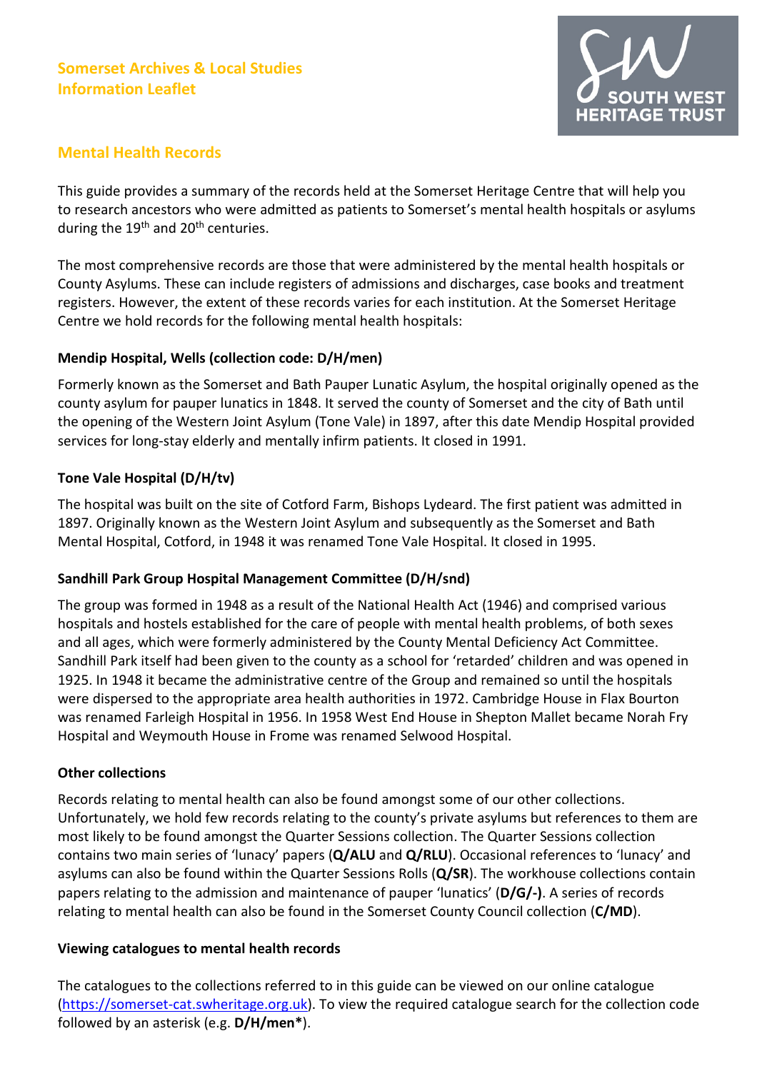**Somerset Archives & Local Studies**
**Information Leaflet**

# Mental Health Records

This guide provides a summary of the records held at the Somerset Heritage Centre that will help you to research ancestors who were admitted as patients to Somerset's mental health hospitals or asylums during the 19th and 20th centuries.

The most comprehensive records are those that were administered by the mental health hospitals or County Asylums. These can include registers of admissions and discharges, case books and treatment registers. However, the extent of these records varies for each institution. At the Somerset Heritage Centre we hold records for the following mental health hospitals:

### Mendip Hospital, Wells (collection code: D/H/men)

Formerly known as the Somerset and Bath Pauper Lunatic Asylum, the hospital originally opened as the county asylum for pauper lunatics in 1848. It served the county of Somerset and the city of Bath until the opening of the Western Joint Asylum (Tone Vale) in 1897, after this date Mendip Hospital provided services for long-stay elderly and mentally infirm patients. It closed in 1991.

### Tone Vale Hospital (D/H/tv)

The hospital was built on the site of Cotford Farm, Bishops Lydeard. The first patient was admitted in 1897. Originally known as the Western Joint Asylum and subsequently as the Somerset and Bath Mental Hospital, Cotford, in 1948 it was renamed Tone Vale Hospital. It closed in 1995.

### Sandhill Park Group Hospital Management Committee (D/H/snd)

The group was formed in 1948 as a result of the National Health Act (1946) and comprised various hospitals and hostels established for the care of people with mental health problems, of both sexes and all ages, which were formerly administered by the County Mental Deficiency Act Committee. Sandhill Park itself had been given to the county as a school for 'retarded' children and was opened in 1925. In 1948 it became the administrative centre of the Group and remained so until the hospitals were dispersed to the appropriate area health authorities in 1972. Cambridge House in Flax Bourton was renamed Farleigh Hospital in 1956. In 1958 West End House in Shepton Mallet became Norah Fry Hospital and Weymouth House in Frome was renamed Selwood Hospital.

### Other collections

Records relating to mental health can also be found amongst some of our other collections. Unfortunately, we hold few records relating to the county's private asylums but references to them are most likely to be found amongst the Quarter Sessions collection. The Quarter Sessions collection contains two main series of 'lunacy' papers (**Q/ALU** and **Q/RLU**). Occasional references to 'lunacy' and asylums can also be found within the Quarter Sessions Rolls (**Q/SR**). The workhouse collections contain papers relating to the admission and maintenance of pauper 'lunatics' (**D/G/-)**. A series of records relating to mental health can also be found in the Somerset County Council collection (**C/MD**).

### Viewing catalogues to mental health records

The catalogues to the collections referred to in this guide can be viewed on our online catalogue ([https://somerset-cat.swheritage.org.uk](https://somerset-cat.swheritage.org.uk)). To view the required catalogue search for the collection code followed by an asterisk (e.g. **D/H/men***).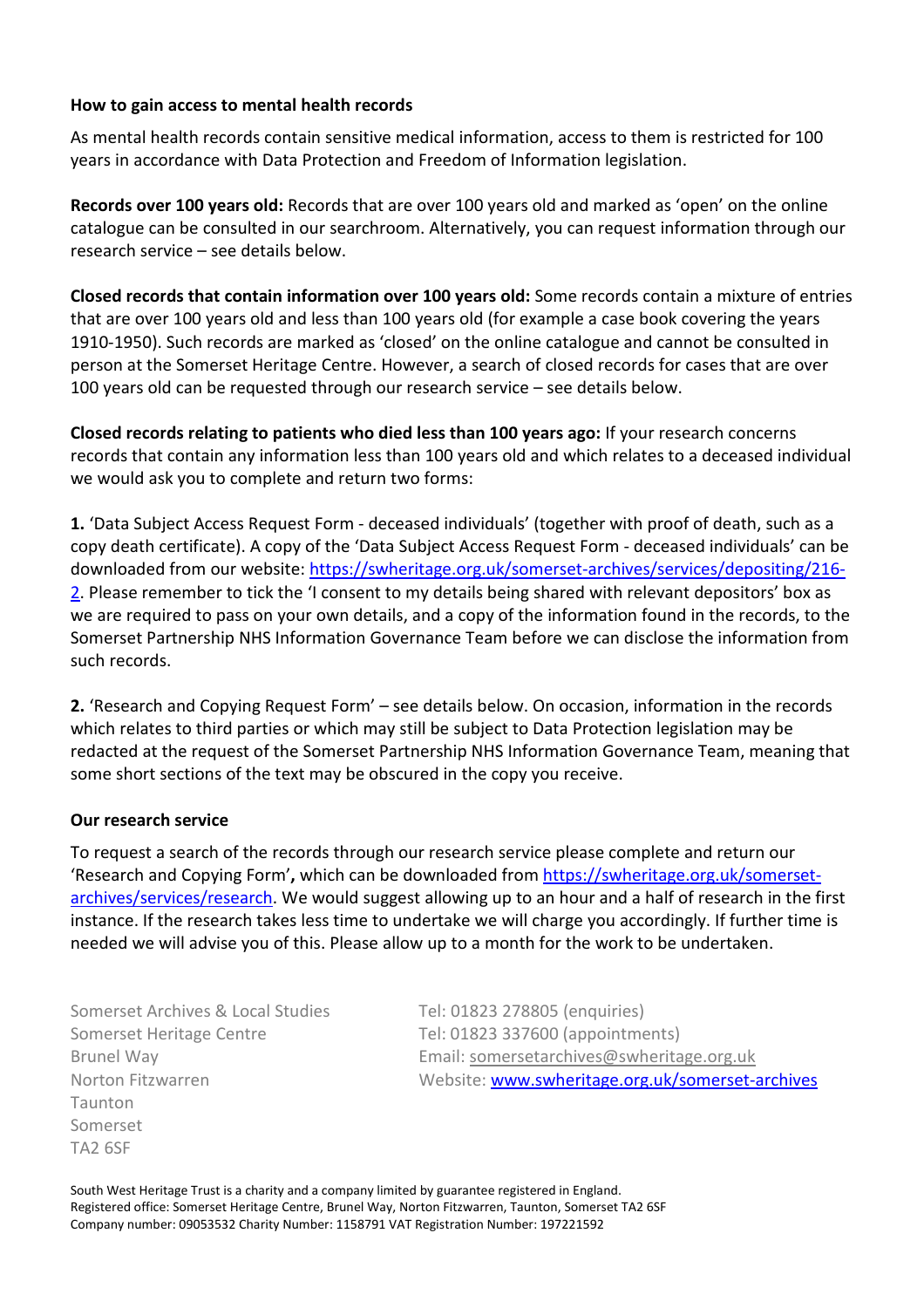**How to gain access to mental health records**

As mental health records contain sensitive medical information, access to them is restricted for 100 years in accordance with Data Protection and Freedom of Information legislation.

**Records over 100 years old:** Records that are over 100 years old and marked as 'open' on the online catalogue can be consulted in our searchroom. Alternatively, you can request information through our research service – see details below.

**Closed records that contain information over 100 years old:** Some records contain a mixture of entries that are over 100 years old and less than 100 years old (for example a case book covering the years 1910-1950). Such records are marked as 'closed' on the online catalogue and cannot be consulted in person at the Somerset Heritage Centre. However, a search of closed records for cases that are over 100 years old can be requested through our research service – see details below.

**Closed records relating to patients who died less than 100 years ago:** If your research concerns records that contain any information less than 100 years old and which relates to a deceased individual we would ask you to complete and return two forms:

**1.** 'Data Subject Access Request Form - deceased individuals' (together with proof of death, such as a copy death certificate). A copy of the 'Data Subject Access Request Form - deceased individuals' can be downloaded from our website: https://swheritage.org.uk/somerset-archives/services/depositing/216-2. Please remember to tick the 'I consent to my details being shared with relevant depositors' box as we are required to pass on your own details, and a copy of the information found in the records, to the Somerset Partnership NHS Information Governance Team before we can disclose the information from such records.

**2.** 'Research and Copying Request Form' – see details below. On occasion, information in the records which relates to third parties or which may still be subject to Data Protection legislation may be redacted at the request of the Somerset Partnership NHS Information Governance Team, meaning that some short sections of the text may be obscured in the copy you receive.

**Our research service**

To request a search of the records through our research service please complete and return our 'Research and Copying Form'**,** which can be downloaded from https://swheritage.org.uk/somerset-archives/services/research. We would suggest allowing up to an hour and a half of research in the first instance. If the research takes less time to undertake we will charge you accordingly. If further time is needed we will advise you of this. Please allow up to a month for the work to be undertaken.

Somerset Archives & Local Studies
Somerset Heritage Centre
Brunel Way
Norton Fitzwarren
Taunton
Somerset
TA2 6SF

Tel: 01823 278805 (enquiries)
Tel: 01823 337600 (appointments)
Email: somersetarchives@swheritage.org.uk
Website: www.swheritage.org.uk/somerset-archives

South West Heritage Trust is a charity and a company limited by guarantee registered in England.
Registered office: Somerset Heritage Centre, Brunel Way, Norton Fitzwarren, Taunton, Somerset TA2 6SF
Company number: 09053532 Charity Number: 1158791 VAT Registration Number: 197221592